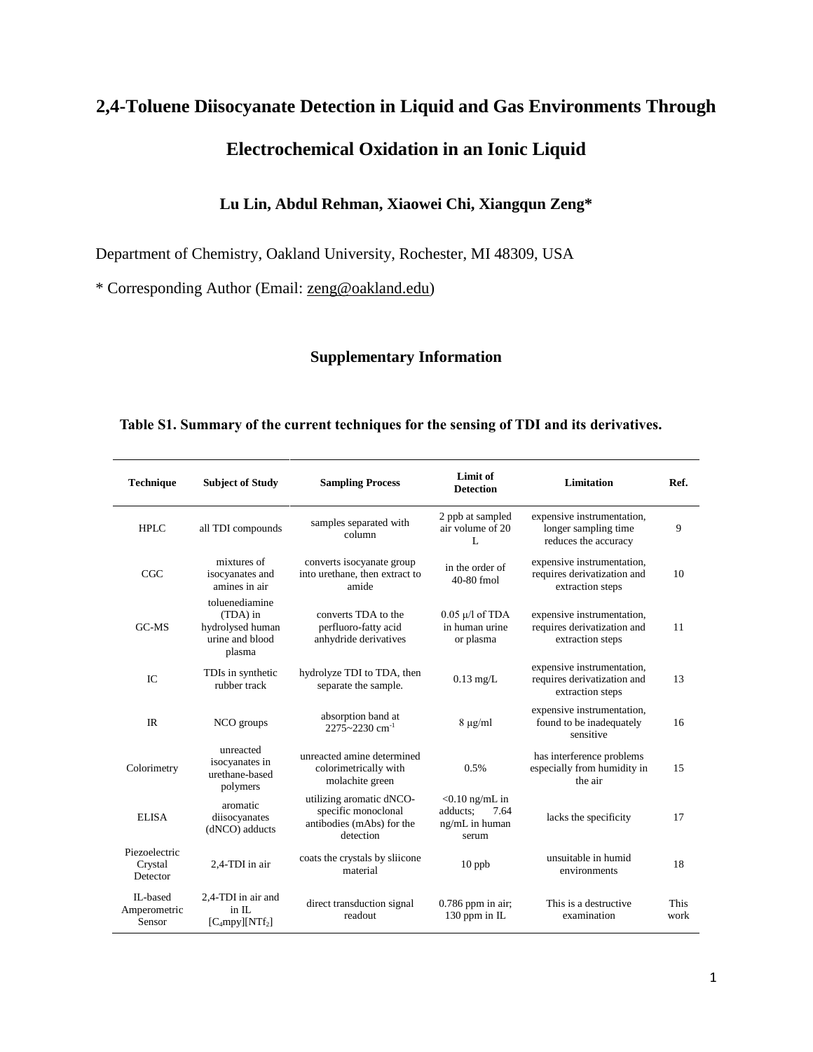# 2,4-Toluene Diisocyanate Detection in Liquid and Gas Environments Through Electrochemical Oxidation in an Ionic Liquid

**Lu Lin, Abdul Rehman, Xiaowei Chi, Xiangqun Zeng***

Department of Chemistry, Oakland University, Rochester, MI 48309, USA

* Corresponding Author (Email: zeng@oakland.edu)

## Supplementary Information

**Table S1. Summary of the current techniques for the sensing of TDI and its derivatives.**

| Technique | Subject of Study | Sampling Process | Limit of Detection | Limitation | Ref. |
|---|---|---|---|---|---|
| HPLC | all TDI compounds | samples separated with column | 2 ppb at sampled air volume of 20 L | expensive instrumentation, longer sampling time reduces the accuracy | 9 |
| CGC | mixtures of isocyanates and amines in air | converts isocyanate group into urethane, then extract to amide | in the order of 40-80 fmol | expensive instrumentation, requires derivatization and extraction steps | 10 |
| GC-MS | toluenediamine (TDA) in hydrolysed human urine and blood plasma | converts TDA to the perfluoro-fatty acid anhydride derivatives | 0.05 μ/l of TDA in human urine or plasma | expensive instrumentation, requires derivatization and extraction steps | 11 |
| IC | TDIs in synthetic rubber track | hydrolyze TDI to TDA, then separate the sample. | 0.13 mg/L | expensive instrumentation, requires derivatization and extraction steps | 13 |
| IR | NCO groups | absorption band at 2275~2230 $cm^{-1}$ | 8 μg/ml | expensive instrumentation, found to be inadequately sensitive | 16 |
| Colorimetry | unreacted isocyanates in urethane-based polymers | unreacted amine determined colorimetrically with molachite green | 0.5% | has interference problems especially from humidity in the air | 15 |
| ELISA | aromatic diisocyanates (dNCO) adducts | utilizing aromatic dNCO-specific monoclonal antibodies (mAbs) for the detection | <0.10 ng/mL in adducts; 7.64 ng/mL in human serum | lacks the specificity | 17 |
| Piezoelectric Crystal Detector | 2,4-TDI in air | coats the crystals by sliicone material | 10 ppb | unsuitable in humid environments | 18 |
| IL-based Amperometric Sensor | 2,4-TDI in air and in IL $[C_4mpy][NTf_2]$ | direct transduction signal readout | 0.786 ppm in air; 130 ppm in IL | This is a destructive examination | This work |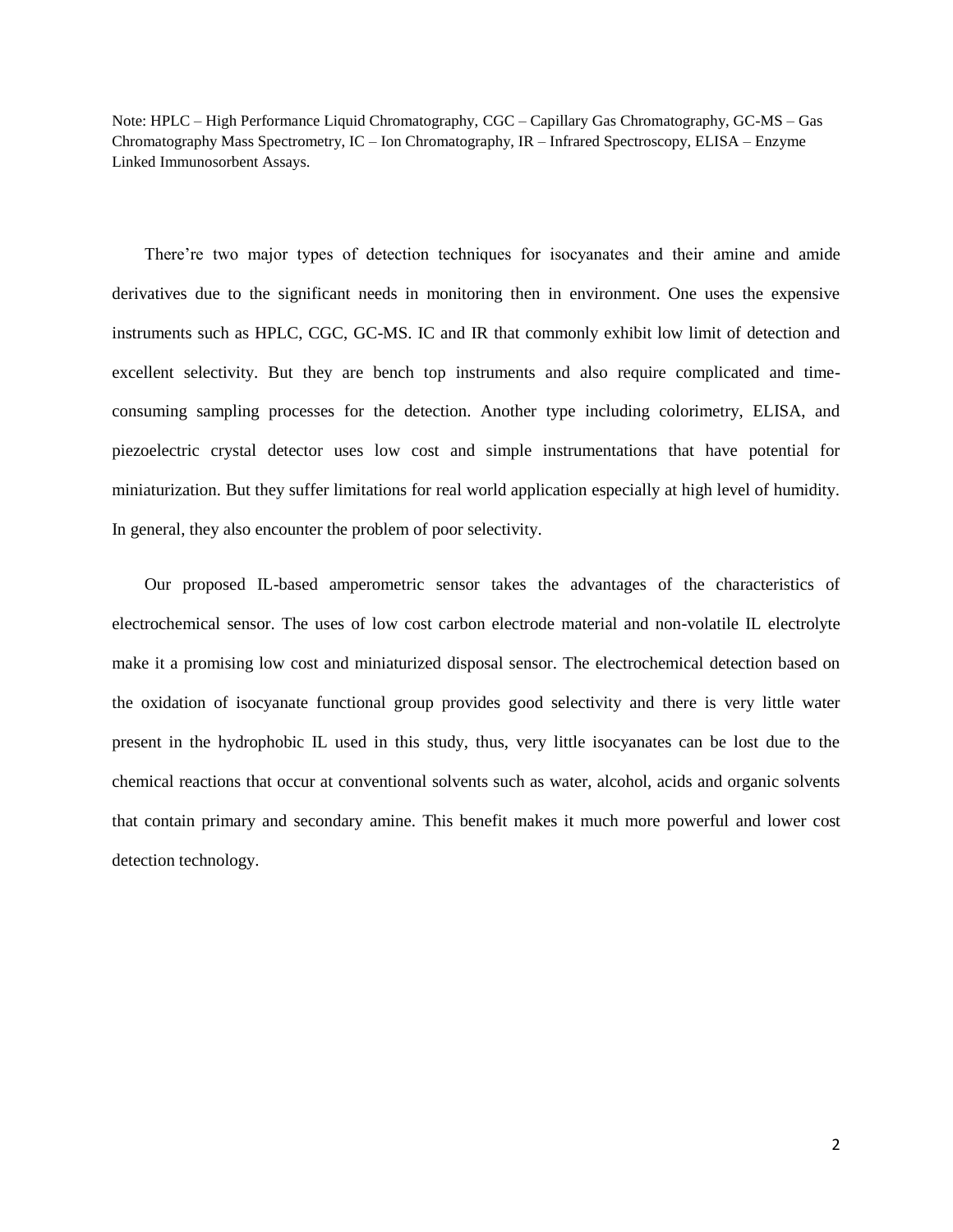Note: HPLC – High Performance Liquid Chromatography, CGC – Capillary Gas Chromatography, GC-MS – Gas Chromatography Mass Spectrometry, IC – Ion Chromatography, IR – Infrared Spectroscopy, ELISA – Enzyme Linked Immunosorbent Assays.

There're two major types of detection techniques for isocyanates and their amine and amide derivatives due to the significant needs in monitoring then in environment. One uses the expensive instruments such as HPLC, CGC, GC-MS. IC and IR that commonly exhibit low limit of detection and excellent selectivity. But they are bench top instruments and also require complicated and time-consuming sampling processes for the detection. Another type including colorimetry, ELISA, and piezoelectric crystal detector uses low cost and simple instrumentations that have potential for miniaturization. But they suffer limitations for real world application especially at high level of humidity. In general, they also encounter the problem of poor selectivity.

Our proposed IL-based amperometric sensor takes the advantages of the characteristics of electrochemical sensor. The uses of low cost carbon electrode material and non-volatile IL electrolyte make it a promising low cost and miniaturized disposal sensor. The electrochemical detection based on the oxidation of isocyanate functional group provides good selectivity and there is very little water present in the hydrophobic IL used in this study, thus, very little isocyanates can be lost due to the chemical reactions that occur at conventional solvents such as water, alcohol, acids and organic solvents that contain primary and secondary amine. This benefit makes it much more powerful and lower cost detection technology.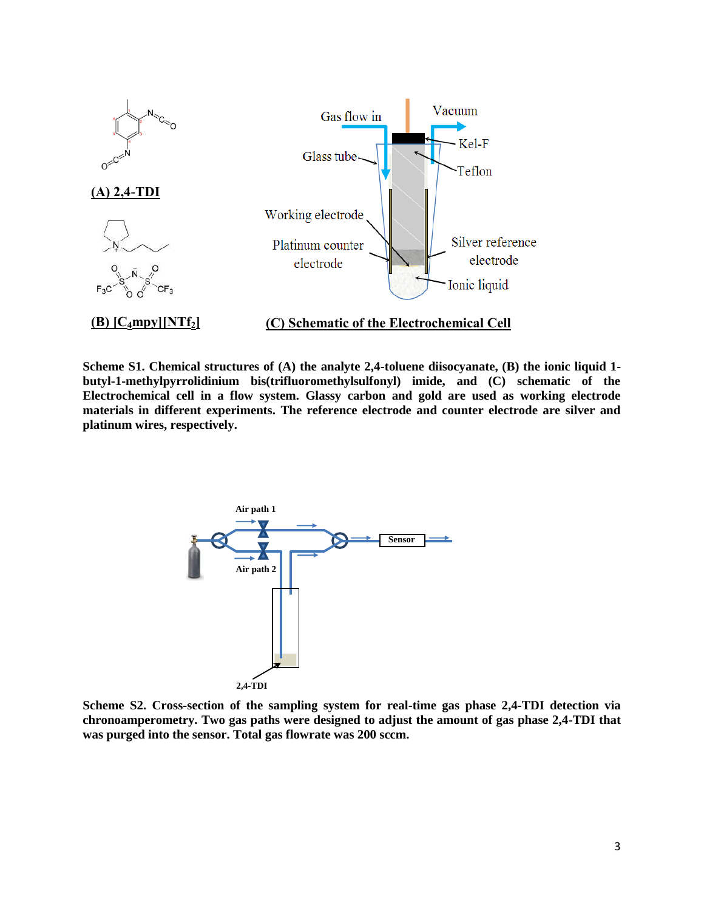**(A) 2,4-TDI**

**(B) $[C_4mpy][NTf_2]$**

**(C) Schematic of the Electrochemical Cell**

Gas flow in

Vacuum

Glass tube

Kel-F

Teflon

Working electrode

Platinum counter electrode

Silver reference electrode

Ionic liquid

**Scheme S1. Chemical structures of (A) the analyte 2,4-toluene diisocyanate, (B) the ionic liquid 1-butyl-1-methylpyrrolidinium bis(trifluoromethylsulfonyl) imide, and (C) schematic of the Electrochemical cell in a flow system. Glassy carbon and gold are used as working electrode materials in different experiments. The reference electrode and counter electrode are silver and platinum wires, respectively.**

Air path 1

Air path 2

Sensor

2,4-TDI

**Scheme S2. Cross-section of the sampling system for real-time gas phase 2,4-TDI detection via chronoamperometry. Two gas paths were designed to adjust the amount of gas phase 2,4-TDI that was purged into the sensor. Total gas flowrate was 200 sccm.**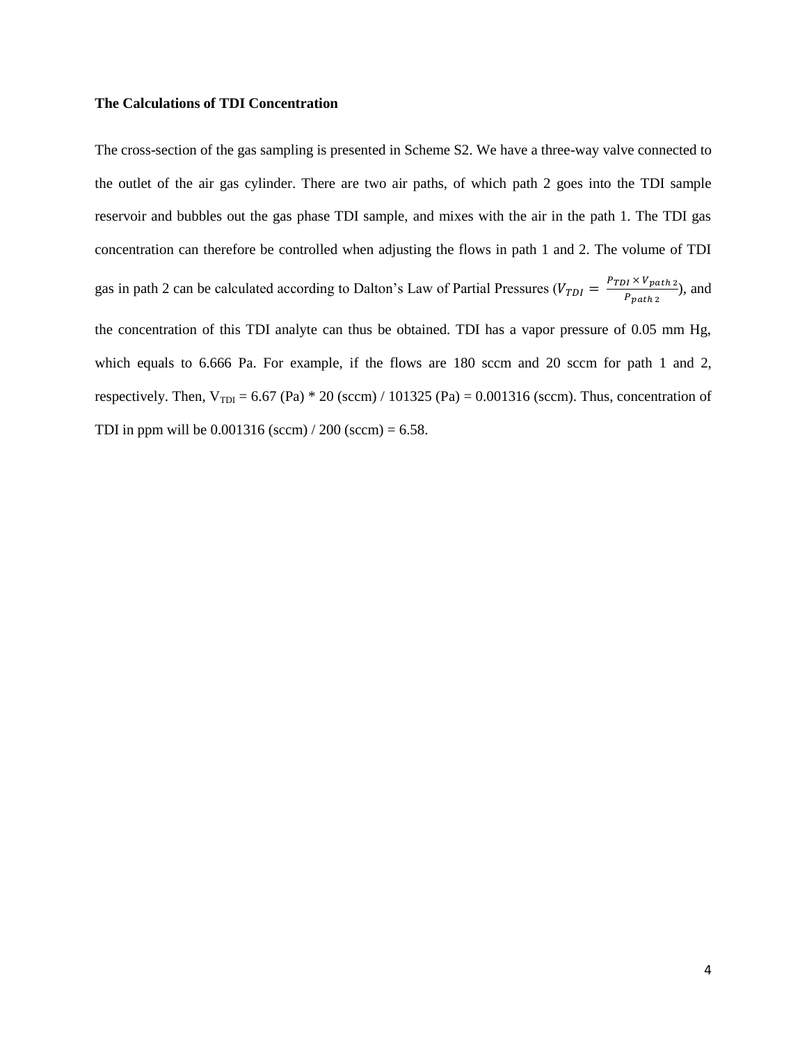**The Calculations of TDI Concentration**

The cross-section of the gas sampling is presented in Scheme S2. We have a three-way valve connected to the outlet of the air gas cylinder. There are two air paths, of which path 2 goes into the TDI sample reservoir and bubbles out the gas phase TDI sample, and mixes with the air in the path 1. The TDI gas concentration can therefore be controlled when adjusting the flows in path 1 and 2. The volume of TDI gas in path 2 can be calculated according to Dalton's Law of Partial Pressures ($V_{TDI} = \frac{P_{TDI} \times V_{path\,2}}{P_{path\,2}}$), and the concentration of this TDI analyte can thus be obtained. TDI has a vapor pressure of 0.05 mm Hg, which equals to 6.666 Pa. For example, if the flows are 180 sccm and 20 sccm for path 1 and 2, respectively. Then, $V_{TDI}$ = 6.67 (Pa) * 20 (sccm) / 101325 (Pa) = 0.001316 (sccm). Thus, concentration of TDI in ppm will be 0.001316 (sccm) / 200 (sccm) = 6.58.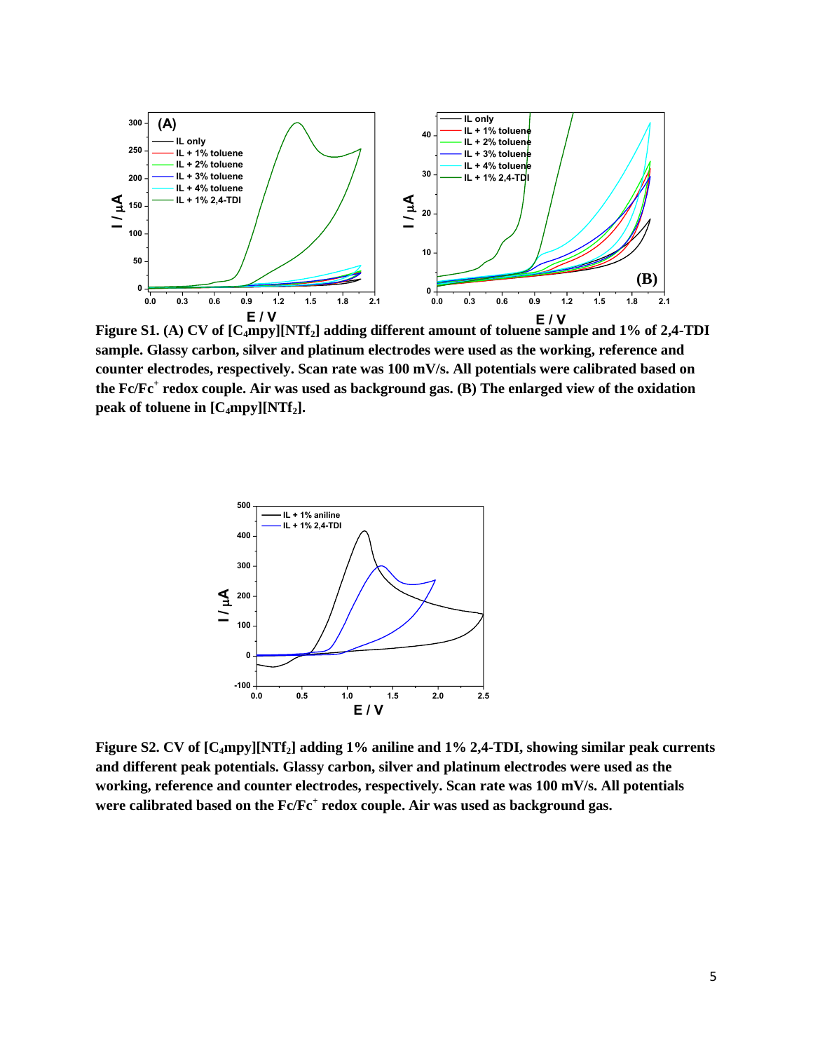Figure S1. (A) CV of [$C_4$mpy][$NTf_2$] adding different amount of toluene sample and 1% of 2,4-TDI sample. Glassy carbon, silver and platinum electrodes were used as the working, reference and counter electrodes, respectively. Scan rate was 100 mV/s. All potentials were calibrated based on the $Fc/Fc^+$ redox couple. Air was used as background gas. (B) The enlarged view of the oxidation peak of toluene in [$C_4$mpy][$NTf_2$].

Figure S2. CV of [$C_4$mpy][$NTf_2$] adding 1% aniline and 1% 2,4-TDI, showing similar peak currents and different peak potentials. Glassy carbon, silver and platinum electrodes were used as the working, reference and counter electrodes, respectively. Scan rate was 100 mV/s. All potentials were calibrated based on the $Fc/Fc^+$ redox couple. Air was used as background gas.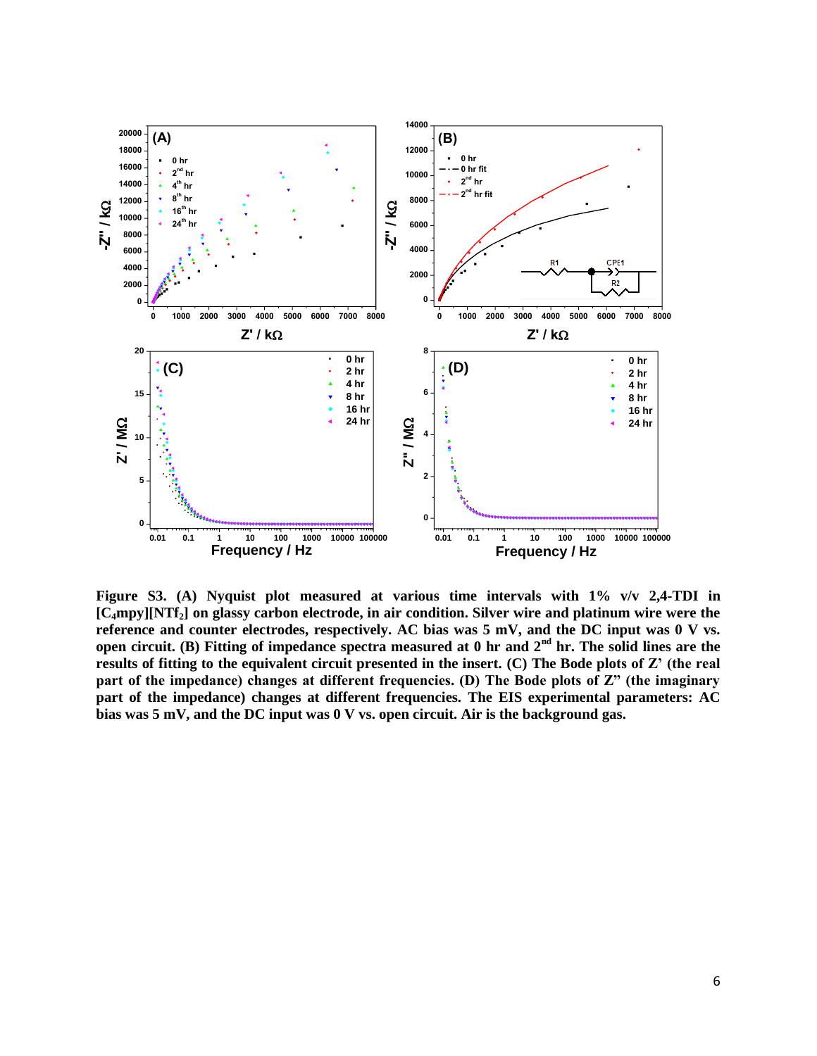**Figure S3. (A) Nyquist plot measured at various time intervals with 1% v/v 2,4-TDI in [$C_4$mpy][$NTf_2$] on glassy carbon electrode, in air condition. Silver wire and platinum wire were the reference and counter electrodes, respectively. AC bias was 5 mV, and the DC input was 0 V vs. open circuit. (B) Fitting of impedance spectra measured at 0 hr and 2$^{nd}$ hr. The solid lines are the results of fitting to the equivalent circuit presented in the insert. (C) The Bode plots of Z' (the real part of the impedance) changes at different frequencies. (D) The Bode plots of Z" (the imaginary part of the impedance) changes at different frequencies. The EIS experimental parameters: AC bias was 5 mV, and the DC input was 0 V vs. open circuit. Air is the background gas.**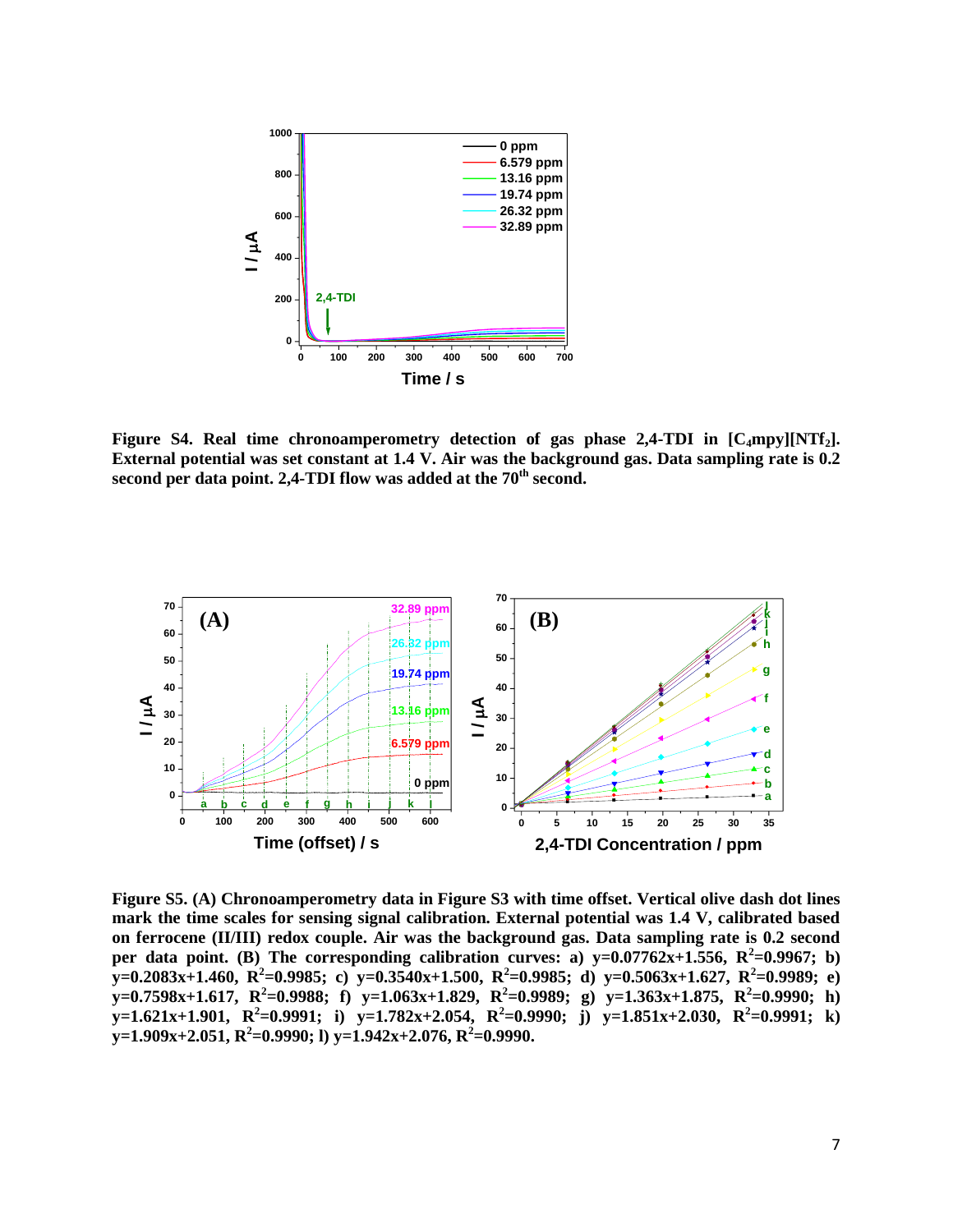**Figure S4. Real time chronoamperometry detection of gas phase 2,4-TDI in [$C_4$mpy][$NTf_2$]. External potential was set constant at 1.4 V. Air was the background gas. Data sampling rate is 0.2 second per data point. 2,4-TDI flow was added at the $70^{th}$ second.**

**Figure S5. (A) Chronoamperometry data in Figure S3 with time offset. Vertical olive dash dot lines mark the time scales for sensing signal calibration. External potential was 1.4 V, calibrated based on ferrocene (II/III) redox couple. Air was the background gas. Data sampling rate is 0.2 second per data point. (B) The corresponding calibration curves: a) $y=0.07762x+1.556$, $R^2=0.9967$; b) $y=0.2083x+1.460$, $R^2=0.9985$; c) $y=0.3540x+1.500$, $R^2=0.9985$; d) $y=0.5063x+1.627$, $R^2=0.9989$; e) $y=0.7598x+1.617$, $R^2=0.9988$; f) $y=1.063x+1.829$, $R^2=0.9989$; g) $y=1.363x+1.875$, $R^2=0.9990$; h) $y=1.621x+1.901$, $R^2=0.9991$; i) $y=1.782x+2.054$, $R^2=0.9990$; j) $y=1.851x+2.030$, $R^2=0.9991$; k) $y=1.909x+2.051$, $R^2=0.9990$; l) $y=1.942x+2.076$, $R^2=0.9990$.**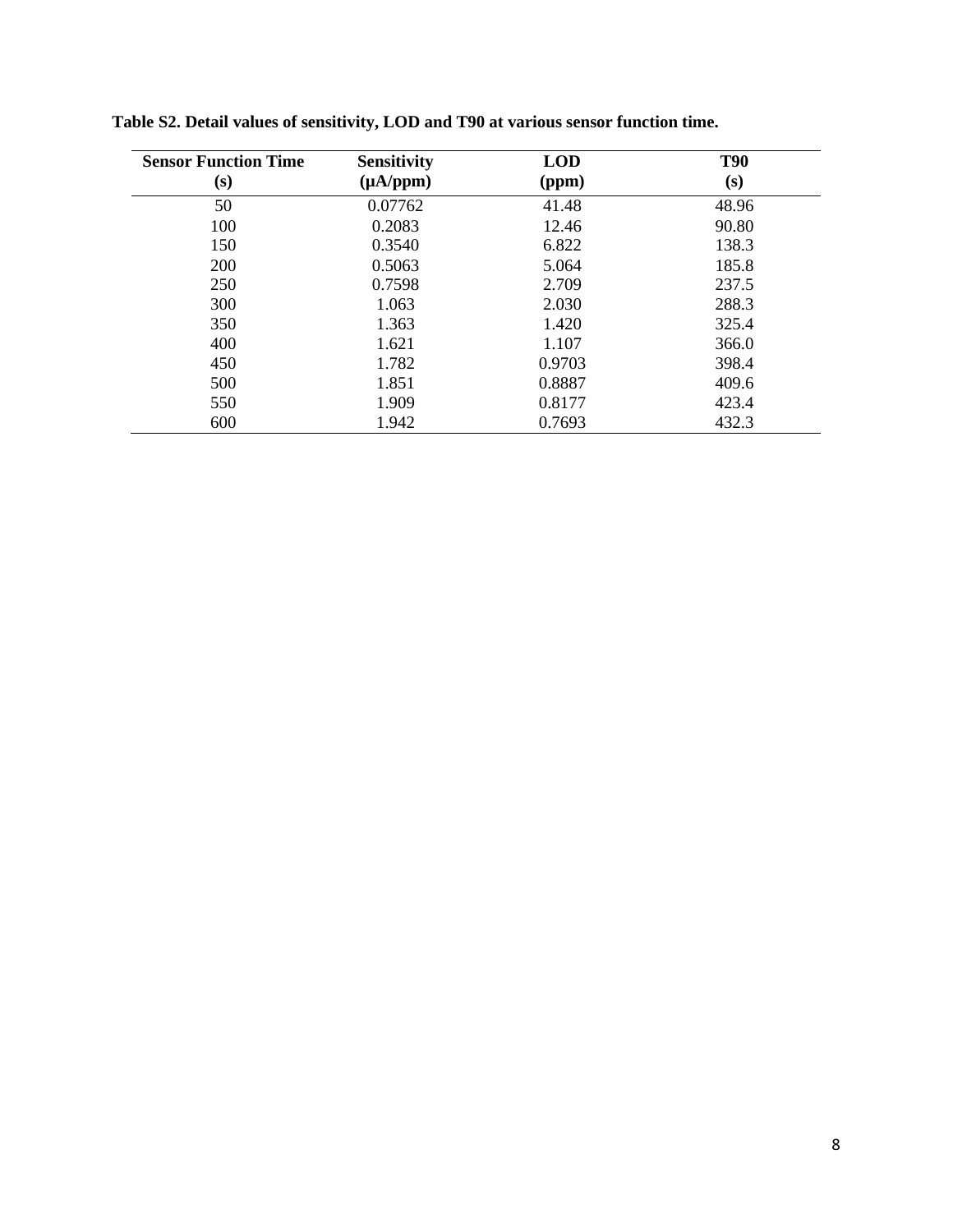**Table S2. Detail values of sensitivity, LOD and T90 at various sensor function time.**

| Sensor Function Time (s) | Sensitivity (μA/ppm) | LOD (ppm) | T90 (s) |
|---|---|---|---|
| 50 | 0.07762 | 41.48 | 48.96 |
| 100 | 0.2083 | 12.46 | 90.80 |
| 150 | 0.3540 | 6.822 | 138.3 |
| 200 | 0.5063 | 5.064 | 185.8 |
| 250 | 0.7598 | 2.709 | 237.5 |
| 300 | 1.063 | 2.030 | 288.3 |
| 350 | 1.363 | 1.420 | 325.4 |
| 400 | 1.621 | 1.107 | 366.0 |
| 450 | 1.782 | 0.9703 | 398.4 |
| 500 | 1.851 | 0.8887 | 409.6 |
| 550 | 1.909 | 0.8177 | 423.4 |
| 600 | 1.942 | 0.7693 | 432.3 |